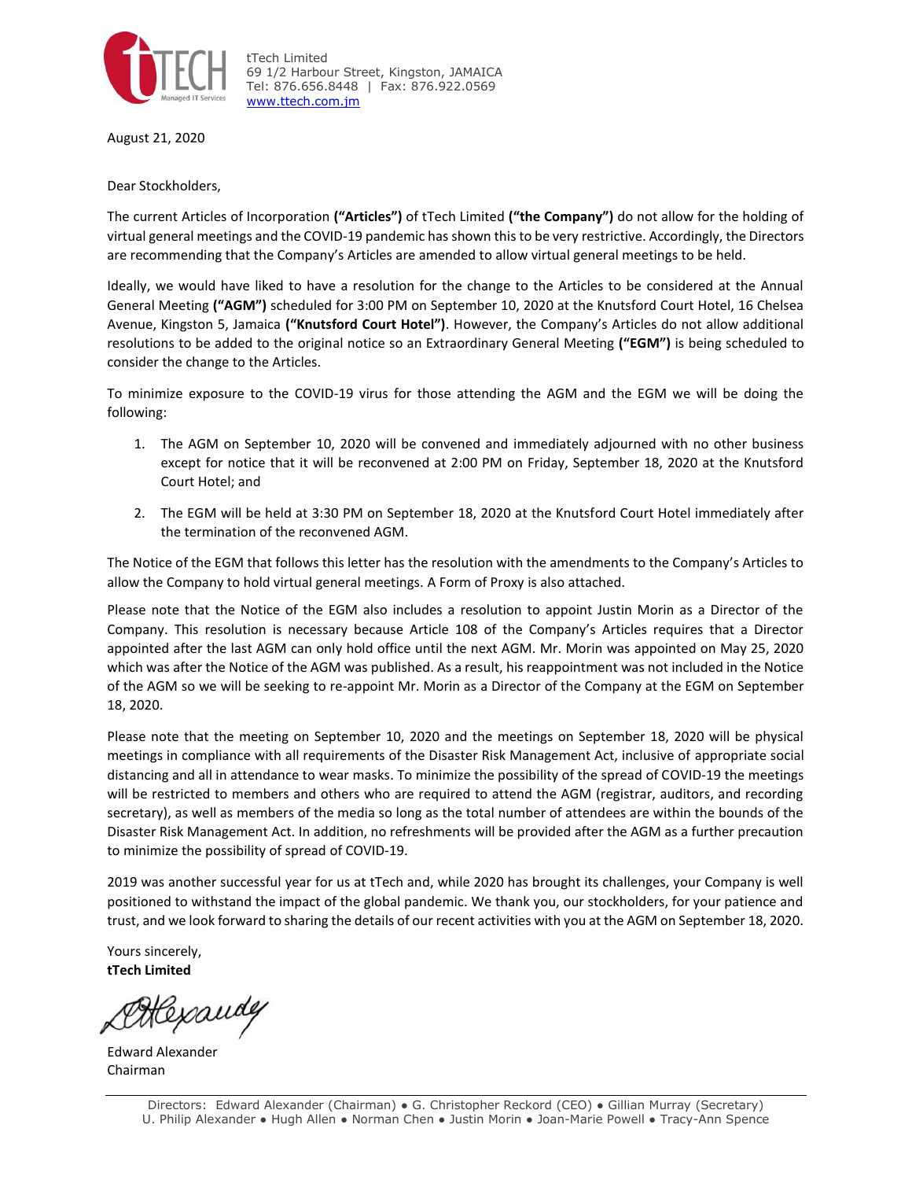tTech Limited
69 1/2 Harbour Street, Kingston, JAMAICA
Tel: 876.656.8448 | Fax: 876.922.0569
www.ttech.com.jm

August 21, 2020

Dear Stockholders,

The current Articles of Incorporation **("Articles")** of tTech Limited **("the Company")** do not allow for the holding of virtual general meetings and the COVID-19 pandemic has shown this to be very restrictive. Accordingly, the Directors are recommending that the Company's Articles are amended to allow virtual general meetings to be held.

Ideally, we would have liked to have a resolution for the change to the Articles to be considered at the Annual General Meeting **("AGM")** scheduled for 3:00 PM on September 10, 2020 at the Knutsford Court Hotel, 16 Chelsea Avenue, Kingston 5, Jamaica **("Knutsford Court Hotel")**. However, the Company's Articles do not allow additional resolutions to be added to the original notice so an Extraordinary General Meeting **("EGM")** is being scheduled to consider the change to the Articles.

To minimize exposure to the COVID-19 virus for those attending the AGM and the EGM we will be doing the following:

1. The AGM on September 10, 2020 will be convened and immediately adjourned with no other business except for notice that it will be reconvened at 2:00 PM on Friday, September 18, 2020 at the Knutsford Court Hotel; and
2. The EGM will be held at 3:30 PM on September 18, 2020 at the Knutsford Court Hotel immediately after the termination of the reconvened AGM.

The Notice of the EGM that follows this letter has the resolution with the amendments to the Company's Articles to allow the Company to hold virtual general meetings. A Form of Proxy is also attached.

Please note that the Notice of the EGM also includes a resolution to appoint Justin Morin as a Director of the Company. This resolution is necessary because Article 108 of the Company's Articles requires that a Director appointed after the last AGM can only hold office until the next AGM. Mr. Morin was appointed on May 25, 2020 which was after the Notice of the AGM was published. As a result, his reappointment was not included in the Notice of the AGM so we will be seeking to re-appoint Mr. Morin as a Director of the Company at the EGM on September 18, 2020.

Please note that the meeting on September 10, 2020 and the meetings on September 18, 2020 will be physical meetings in compliance with all requirements of the Disaster Risk Management Act, inclusive of appropriate social distancing and all in attendance to wear masks. To minimize the possibility of the spread of COVID-19 the meetings will be restricted to members and others who are required to attend the AGM (registrar, auditors, and recording secretary), as well as members of the media so long as the total number of attendees are within the bounds of the Disaster Risk Management Act. In addition, no refreshments will be provided after the AGM as a further precaution to minimize the possibility of spread of COVID-19.

2019 was another successful year for us at tTech and, while 2020 has brought its challenges, your Company is well positioned to withstand the impact of the global pandemic. We thank you, our stockholders, for your patience and trust, and we look forward to sharing the details of our recent activities with you at the AGM on September 18, 2020.

Yours sincerely,
**tTech Limited**

Edward Alexander
Chairman

Directors: Edward Alexander (Chairman) ● G. Christopher Reckord (CEO) ● Gillian Murray (Secretary)
U. Philip Alexander ● Hugh Allen ● Norman Chen ● Justin Morin ● Joan-Marie Powell ● Tracy-Ann Spence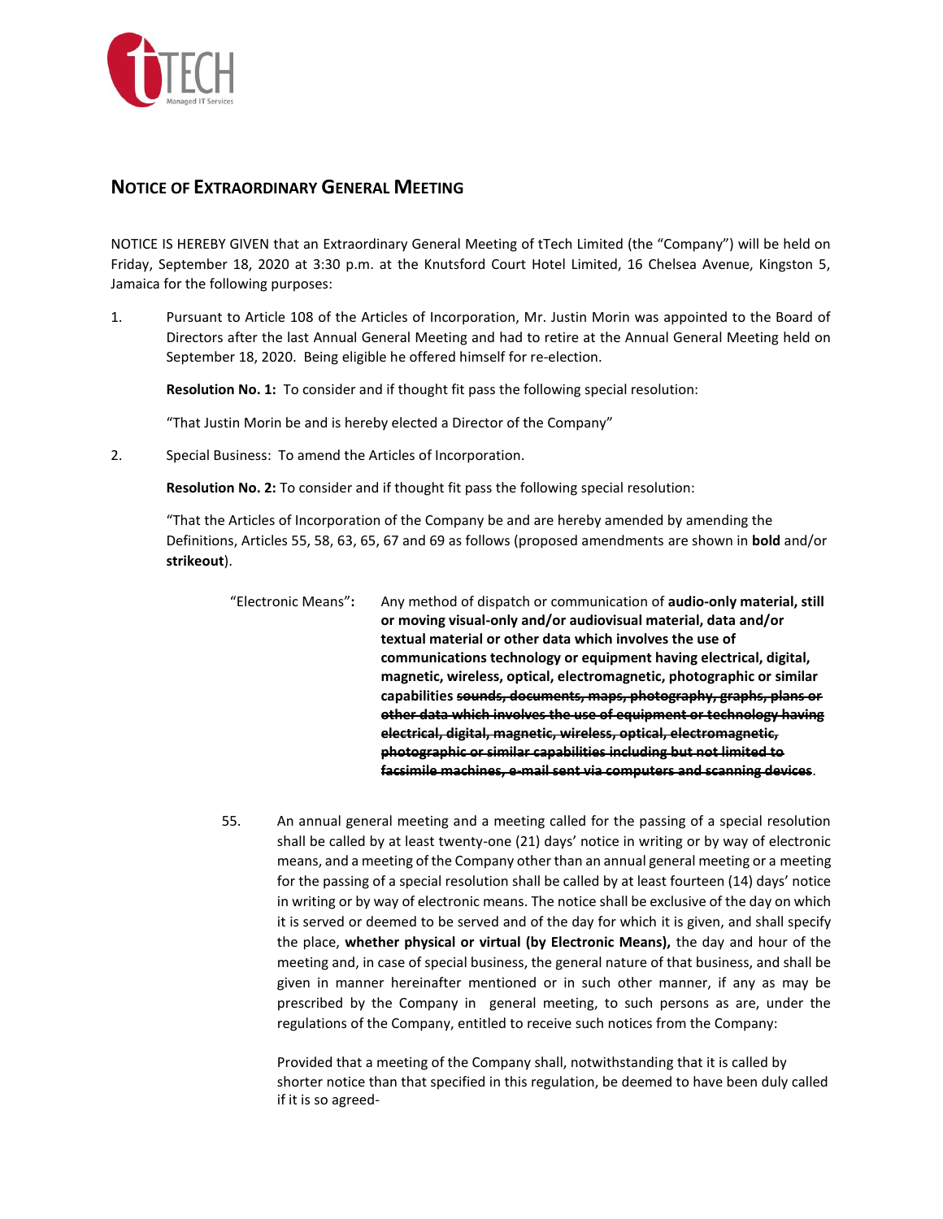## NOTICE OF EXTRAORDINARY GENERAL MEETING

NOTICE IS HEREBY GIVEN that an Extraordinary General Meeting of tTech Limited (the "Company") will be held on Friday, September 18, 2020 at 3:30 p.m. at the Knutsford Court Hotel Limited, 16 Chelsea Avenue, Kingston 5, Jamaica for the following purposes:

1. Pursuant to Article 108 of the Articles of Incorporation, Mr. Justin Morin was appointed to the Board of Directors after the last Annual General Meeting and had to retire at the Annual General Meeting held on September 18, 2020. Being eligible he offered himself for re-election.

   **Resolution No. 1:** To consider and if thought fit pass the following special resolution:

   "That Justin Morin be and is hereby elected a Director of the Company"

2. Special Business: To amend the Articles of Incorporation.

   **Resolution No. 2:** To consider and if thought fit pass the following special resolution:

   "That the Articles of Incorporation of the Company be and are hereby amended by amending the Definitions, Articles 55, 58, 63, 65, 67 and 69 as follows (proposed amendments are shown in **bold** and/or **strikeout**).

   "Electronic Means"**:** Any method of dispatch or communication of **audio-only material, still or moving visual-only and/or audiovisual material, data and/or textual material or other data which involves the use of communications technology or equipment having electrical, digital, magnetic, wireless, optical, electromagnetic, photographic or similar capabilities** **~~sounds, documents, maps, photography, graphs, plans or other data which involves the use of equipment or technology having electrical, digital, magnetic, wireless, optical, electromagnetic, photographic or similar capabilities including but not limited to facsimile machines, e-mail sent via computers and scanning devices~~**.

   55. An annual general meeting and a meeting called for the passing of a special resolution shall be called by at least twenty-one (21) days' notice in writing or by way of electronic means, and a meeting of the Company other than an annual general meeting or a meeting for the passing of a special resolution shall be called by at least fourteen (14) days' notice in writing or by way of electronic means. The notice shall be exclusive of the day on which it is served or deemed to be served and of the day for which it is given, and shall specify the place, **whether physical or virtual (by Electronic Means),** the day and hour of the meeting and, in case of special business, the general nature of that business, and shall be given in manner hereinafter mentioned or in such other manner, if any as may be prescribed by the Company in general meeting, to such persons as are, under the regulations of the Company, entitled to receive such notices from the Company:

       Provided that a meeting of the Company shall, notwithstanding that it is called by shorter notice than that specified in this regulation, be deemed to have been duly called if it is so agreed-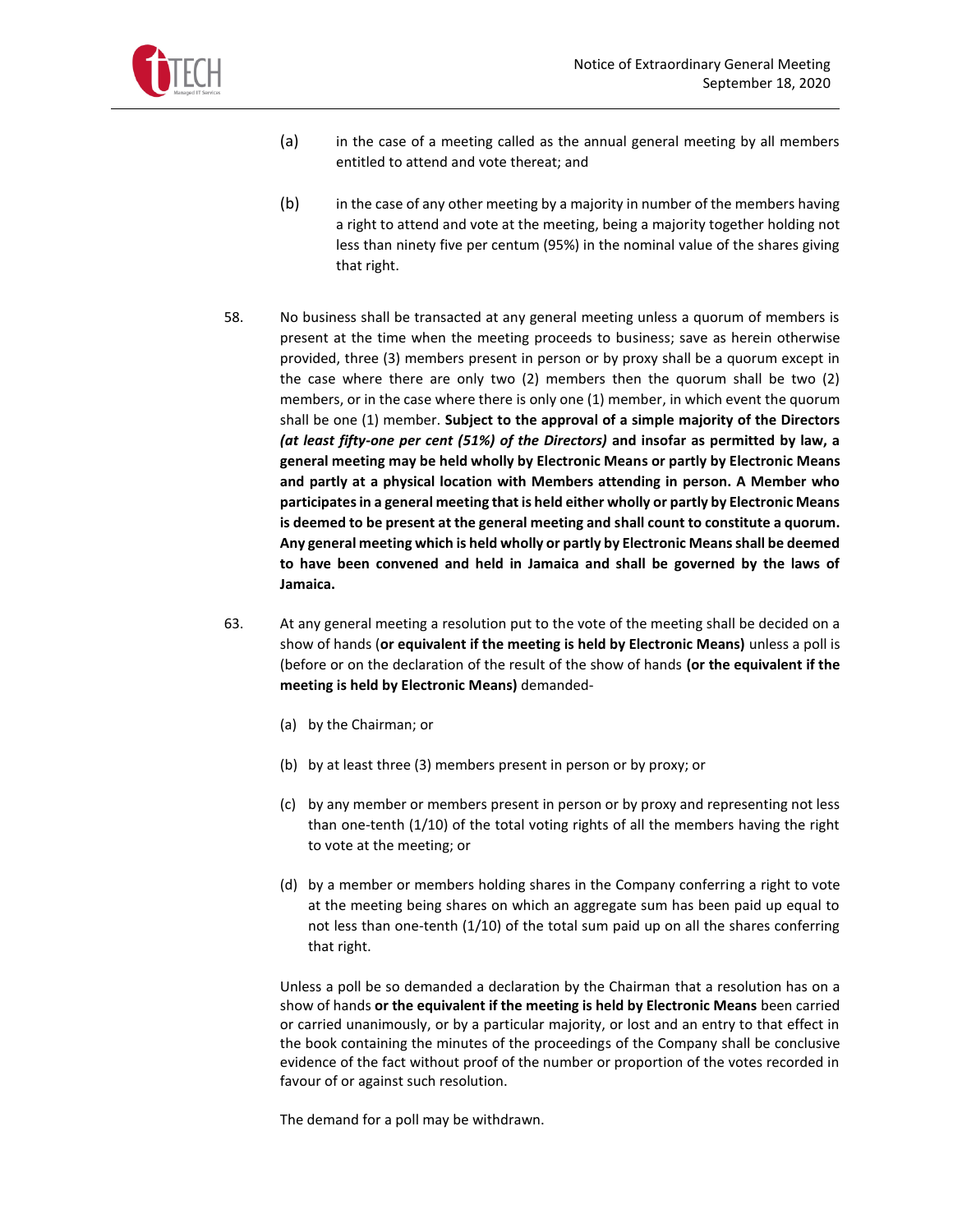(a) in the case of a meeting called as the annual general meeting by all members entitled to attend and vote thereat; and

(b) in the case of any other meeting by a majority in number of the members having a right to attend and vote at the meeting, being a majority together holding not less than ninety five per centum (95%) in the nominal value of the shares giving that right.

58. No business shall be transacted at any general meeting unless a quorum of members is present at the time when the meeting proceeds to business; save as herein otherwise provided, three (3) members present in person or by proxy shall be a quorum except in the case where there are only two (2) members then the quorum shall be two (2) members, or in the case where there is only one (1) member, in which event the quorum shall be one (1) member. **Subject to the approval of a simple majority of the Directors *(at least fifty-one per cent (51%) of the Directors)* and insofar as permitted by law, a general meeting may be held wholly by Electronic Means or partly by Electronic Means and partly at a physical location with Members attending in person. A Member who participates in a general meeting that is held either wholly or partly by Electronic Means is deemed to be present at the general meeting and shall count to constitute a quorum. Any general meeting which is held wholly or partly by Electronic Means shall be deemed to have been convened and held in Jamaica and shall be governed by the laws of Jamaica.**

63. At any general meeting a resolution put to the vote of the meeting shall be decided on a show of hands (**or equivalent if the meeting is held by Electronic Means)** unless a poll is (before or on the declaration of the result of the show of hands **(or the equivalent if the meeting is held by Electronic Means)** demanded-

(a) by the Chairman; or

(b) by at least three (3) members present in person or by proxy; or

(c) by any member or members present in person or by proxy and representing not less than one-tenth (1/10) of the total voting rights of all the members having the right to vote at the meeting; or

(d) by a member or members holding shares in the Company conferring a right to vote at the meeting being shares on which an aggregate sum has been paid up equal to not less than one-tenth (1/10) of the total sum paid up on all the shares conferring that right.

Unless a poll be so demanded a declaration by the Chairman that a resolution has on a show of hands **or the equivalent if the meeting is held by Electronic Means** been carried or carried unanimously, or by a particular majority, or lost and an entry to that effect in the book containing the minutes of the proceedings of the Company shall be conclusive evidence of the fact without proof of the number or proportion of the votes recorded in favour of or against such resolution.

The demand for a poll may be withdrawn.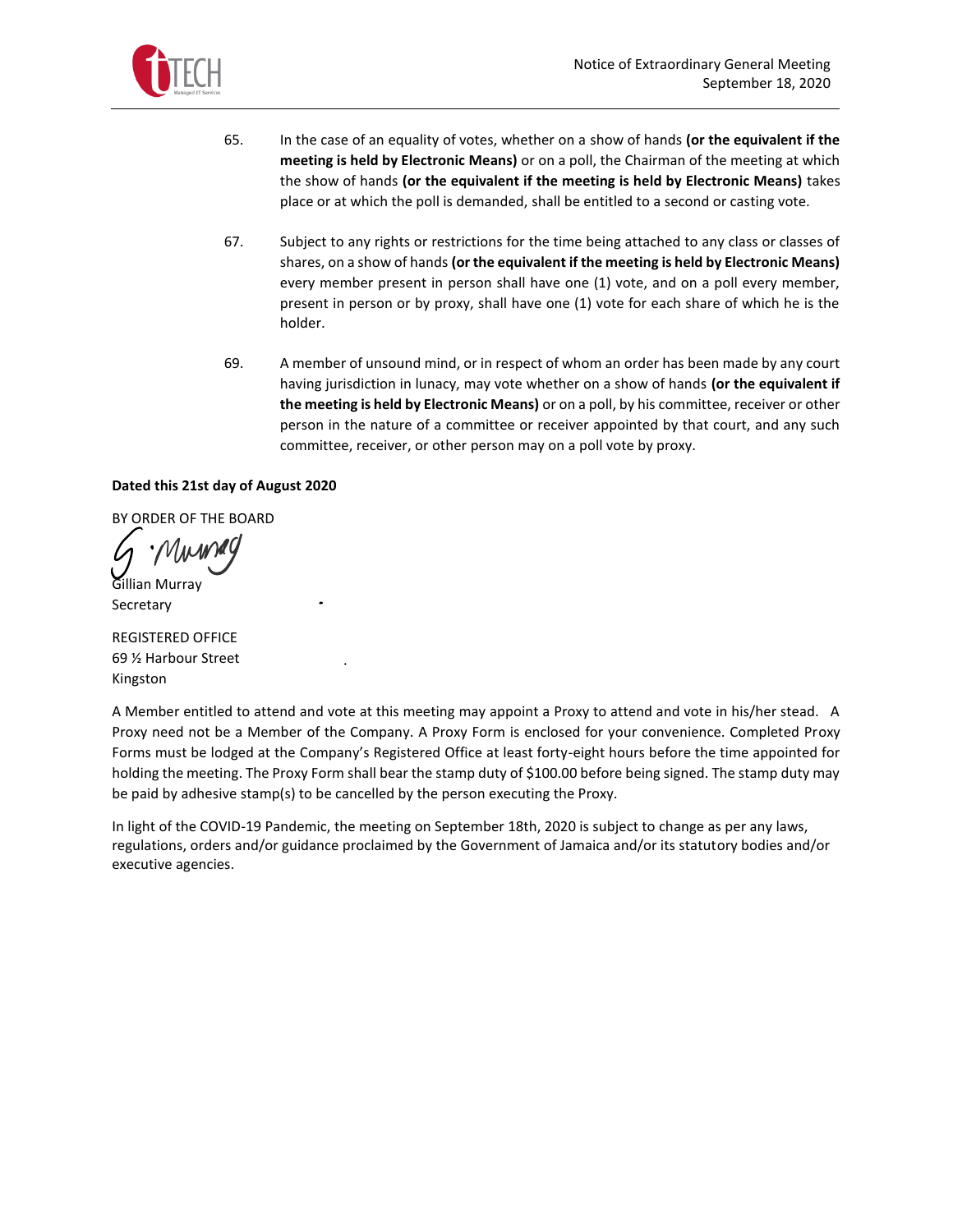65. In the case of an equality of votes, whether on a show of hands **(or the equivalent if the meeting is held by Electronic Means)** or on a poll, the Chairman of the meeting at which the show of hands **(or the equivalent if the meeting is held by Electronic Means)** takes place or at which the poll is demanded, shall be entitled to a second or casting vote.

67. Subject to any rights or restrictions for the time being attached to any class or classes of shares, on a show of hands **(or the equivalent if the meeting is held by Electronic Means)** every member present in person shall have one (1) vote, and on a poll every member, present in person or by proxy, shall have one (1) vote for each share of which he is the holder.

69. A member of unsound mind, or in respect of whom an order has been made by any court having jurisdiction in lunacy, may vote whether on a show of hands **(or the equivalent if the meeting is held by Electronic Means)** or on a poll, by his committee, receiver or other person in the nature of a committee or receiver appointed by that court, and any such committee, receiver, or other person may on a poll vote by proxy.

**Dated this 21st day of August 2020**

BY ORDER OF THE BOARD

G. Murray

Gillian Murray
Secretary

REGISTERED OFFICE
69 ½ Harbour Street
Kingston

A Member entitled to attend and vote at this meeting may appoint a Proxy to attend and vote in his/her stead. A Proxy need not be a Member of the Company. A Proxy Form is enclosed for your convenience. Completed Proxy Forms must be lodged at the Company's Registered Office at least forty-eight hours before the time appointed for holding the meeting. The Proxy Form shall bear the stamp duty of $100.00 before being signed. The stamp duty may be paid by adhesive stamp(s) to be cancelled by the person executing the Proxy.

In light of the COVID-19 Pandemic, the meeting on September 18th, 2020 is subject to change as per any laws, regulations, orders and/or guidance proclaimed by the Government of Jamaica and/or its statutory bodies and/or executive agencies.